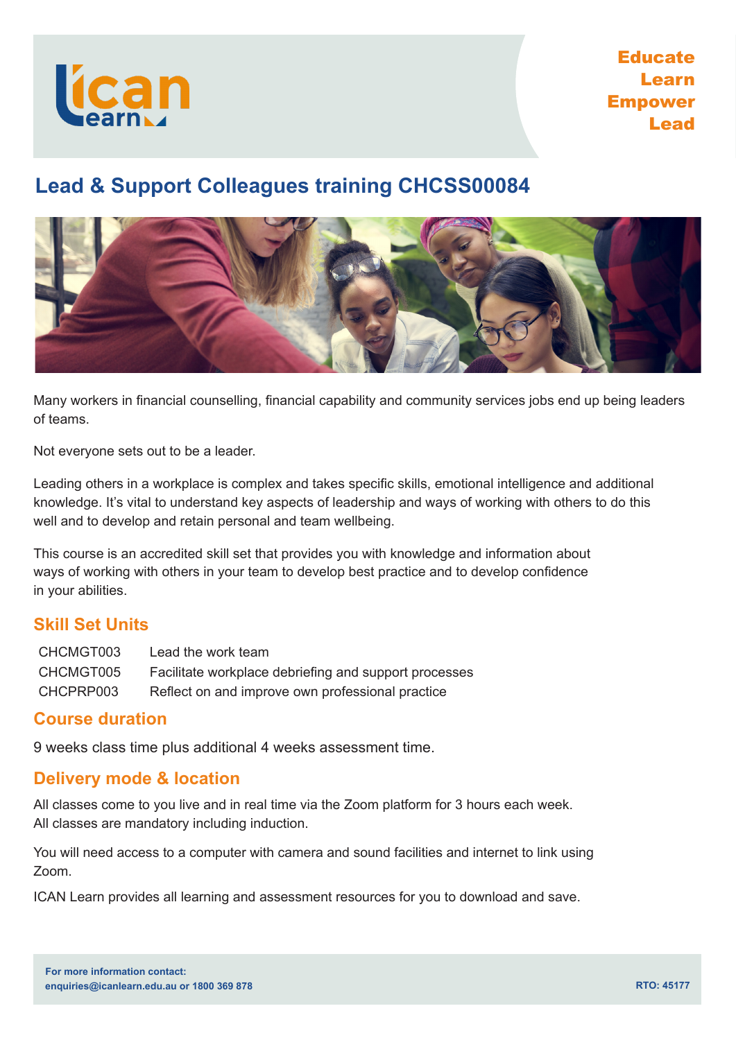ICAN Learn

**Educate**
**Learn**
**Empower**
**Lead**

# Lead & Support Colleagues training CHCSS00084

Many workers in financial counselling, financial capability and community services jobs end up being leaders of teams.

Not everyone sets out to be a leader.

Leading others in a workplace is complex and takes specific skills, emotional intelligence and additional knowledge. It's vital to understand key aspects of leadership and ways of working with others to do this well and to develop and retain personal and team wellbeing.

This course is an accredited skill set that provides you with knowledge and information about ways of working with others in your team to develop best practice and to develop confidence in your abilities.

## Skill Set Units

| | |
|---|---|
| CHCMGT003 | Lead the work team |
| CHCMGT005 | Facilitate workplace debriefing and support processes |
| CHCPRP003 | Reflect on and improve own professional practice |

## Course duration

9 weeks class time plus additional 4 weeks assessment time.

## Delivery mode & location

All classes come to you live and in real time via the Zoom platform for 3 hours each week. All classes are mandatory including induction.

You will need access to a computer with camera and sound facilities and internet to link using Zoom.

ICAN Learn provides all learning and assessment resources for you to download and save.

**For more information contact:**
**enquiries@icanlearn.edu.au or 1800 369 878**

**RTO: 45177**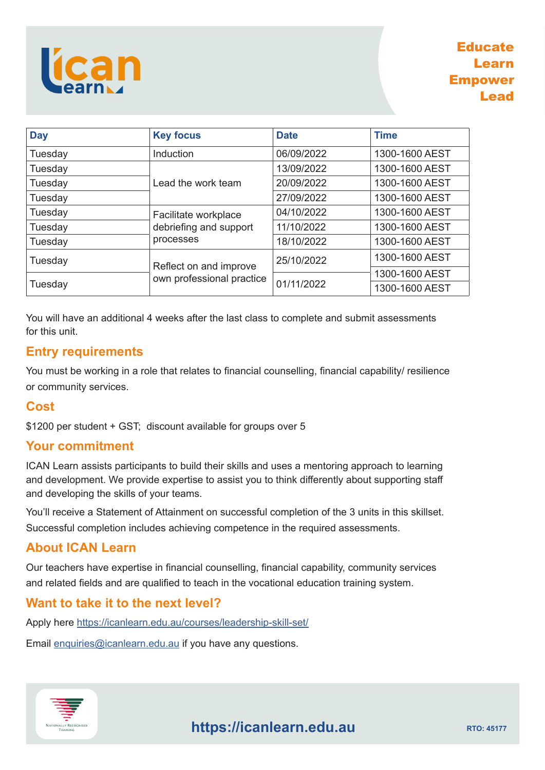Educate
Learn
Empower
Lead

| Day | Key focus | Date | Time |
| --- | --- | --- | --- |
| Tuesday | Induction | 06/09/2022 | 1300-1600 AEST |
| Tuesday | Lead the work team | 13/09/2022 | 1300-1600 AEST |
| Tuesday | | 20/09/2022 | 1300-1600 AEST |
| Tuesday | | 27/09/2022 | 1300-1600 AEST |
| Tuesday | Facilitate workplace debriefing and support processes | 04/10/2022 | 1300-1600 AEST |
| Tuesday | | 11/10/2022 | 1300-1600 AEST |
| Tuesday | | 18/10/2022 | 1300-1600 AEST |
| Tuesday | Reflect on and improve own professional practice | 25/10/2022 | 1300-1600 AEST |
| | | | 1300-1600 AEST |
| Tuesday | | 01/11/2022 | 1300-1600 AEST |

You will have an additional 4 weeks after the last class to complete and submit assessments for this unit.

## Entry requirements

You must be working in a role that relates to financial counselling, financial capability/ resilience or community services.

## Cost

$1200 per student + GST; discount available for groups over 5

## Your commitment

ICAN Learn assists participants to build their skills and uses a mentoring approach to learning and development. We provide expertise to assist you to think differently about supporting staff and developing the skills of your teams.

You'll receive a Statement of Attainment on successful completion of the 3 units in this skillset. Successful completion includes achieving competence in the required assessments.

## About ICAN Learn

Our teachers have expertise in financial counselling, financial capability, community services and related fields and are qualified to teach in the vocational education training system.

## Want to take it to the next level?

Apply here https://icanlearn.edu.au/courses/leadership-skill-set/

Email enquiries@icanlearn.edu.au if you have any questions.

Nationally Recognised Training

https://icanlearn.edu.au

RTO: 45177